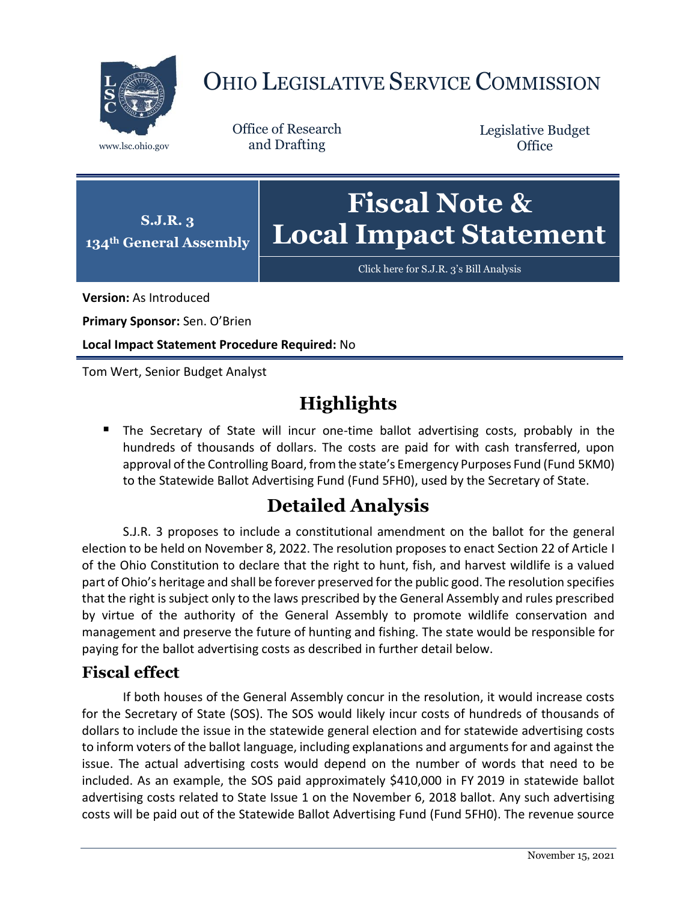# OHIO LEGISLATIVE SERVICE COMMISSION

www.lsc.ohio.gov

Office of Research and Drafting

Legislative Budget Office

**S.J.R. 3**
**134th General Assembly**

# Fiscal Note & Local Impact Statement

Click here for S.J.R. 3's Bill Analysis

**Version:** As Introduced

**Primary Sponsor:** Sen. O'Brien

**Local Impact Statement Procedure Required:** No

Tom Wert, Senior Budget Analyst

## Highlights

- The Secretary of State will incur one-time ballot advertising costs, probably in the hundreds of thousands of dollars. The costs are paid for with cash transferred, upon approval of the Controlling Board, from the state's Emergency Purposes Fund (Fund 5KM0) to the Statewide Ballot Advertising Fund (Fund 5FH0), used by the Secretary of State.

## Detailed Analysis

S.J.R. 3 proposes to include a constitutional amendment on the ballot for the general election to be held on November 8, 2022. The resolution proposes to enact Section 22 of Article I of the Ohio Constitution to declare that the right to hunt, fish, and harvest wildlife is a valued part of Ohio's heritage and shall be forever preserved for the public good. The resolution specifies that the right is subject only to the laws prescribed by the General Assembly and rules prescribed by virtue of the authority of the General Assembly to promote wildlife conservation and management and preserve the future of hunting and fishing. The state would be responsible for paying for the ballot advertising costs as described in further detail below.

### Fiscal effect

If both houses of the General Assembly concur in the resolution, it would increase costs for the Secretary of State (SOS). The SOS would likely incur costs of hundreds of thousands of dollars to include the issue in the statewide general election and for statewide advertising costs to inform voters of the ballot language, including explanations and arguments for and against the issue. The actual advertising costs would depend on the number of words that need to be included. As an example, the SOS paid approximately $410,000 in FY 2019 in statewide ballot advertising costs related to State Issue 1 on the November 6, 2018 ballot. Any such advertising costs will be paid out of the Statewide Ballot Advertising Fund (Fund 5FH0). The revenue source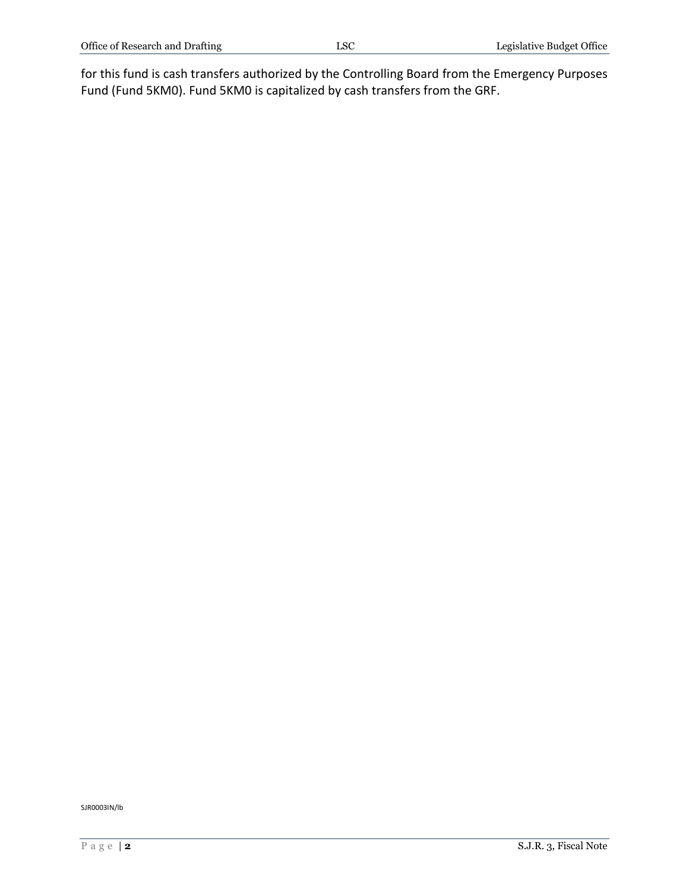for this fund is cash transfers authorized by the Controlling Board from the Emergency Purposes Fund (Fund 5KM0). Fund 5KM0 is capitalized by cash transfers from the GRF.

SJR0003IN/lb